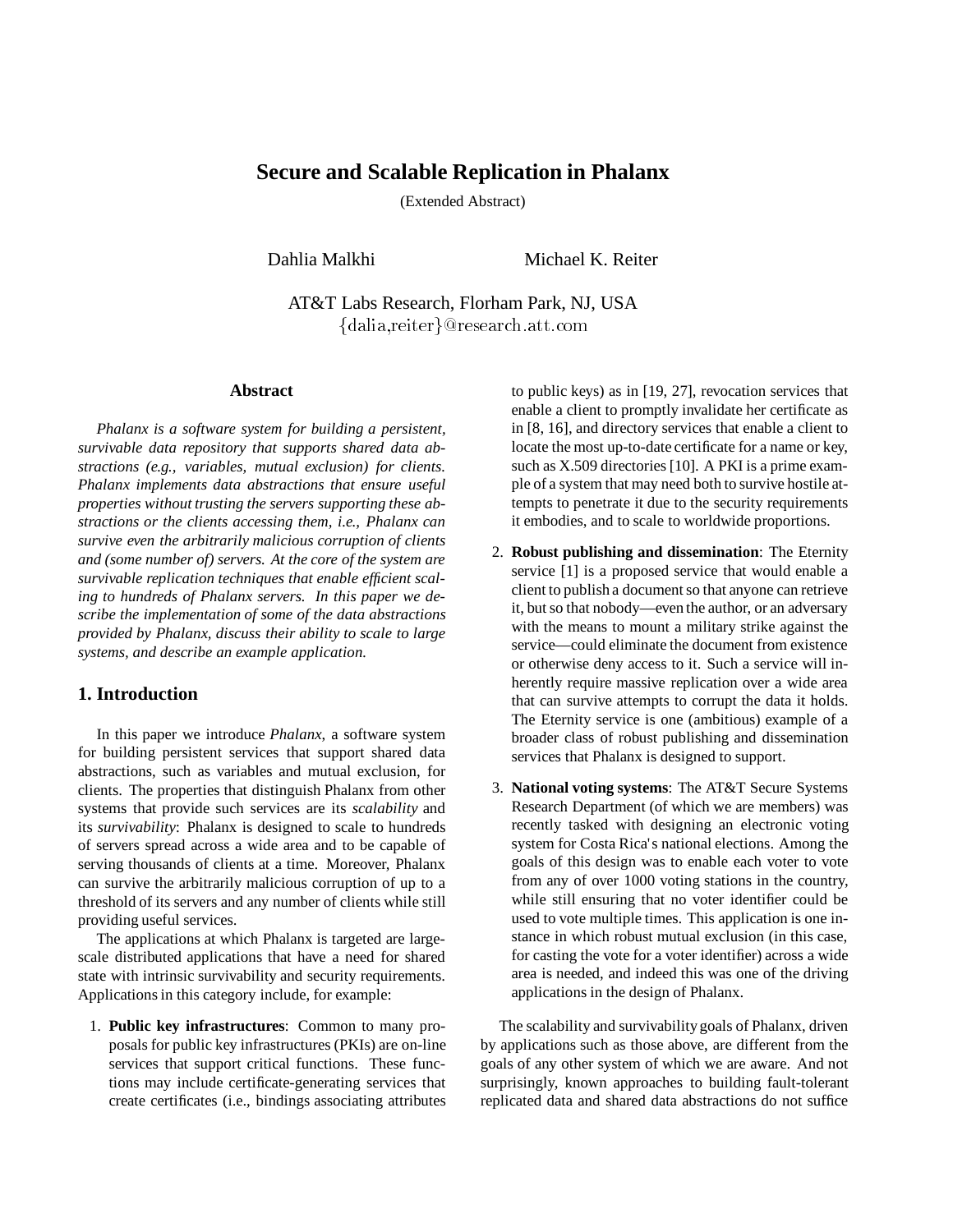# Secure and Scalable Replication in Phalanx

(Extended Abstract)

Dahlia Malkhi    Michael K. Reiter

AT&T Labs Research, Florham Park, NJ, USA
{dalia,reiter}@research.att.com

### Abstract

*Phalanx is a software system for building a persistent, survivable data repository that supports shared data abstractions (e.g., variables, mutual exclusion) for clients. Phalanx implements data abstractions that ensure useful properties without trusting the servers supporting these abstractions or the clients accessing them, i.e., Phalanx can survive even the arbitrarily malicious corruption of clients and (some number of) servers. At the core of the system are survivable replication techniques that enable efficient scaling to hundreds of Phalanx servers. In this paper we describe the implementation of some of the data abstractions provided by Phalanx, discuss their ability to scale to large systems, and describe an example application.*

## 1. Introduction

In this paper we introduce *Phalanx*, a software system for building persistent services that support shared data abstractions, such as variables and mutual exclusion, for clients. The properties that distinguish Phalanx from other systems that provide such services are its *scalability* and its *survivability*: Phalanx is designed to scale to hundreds of servers spread across a wide area and to be capable of serving thousands of clients at a time. Moreover, Phalanx can survive the arbitrarily malicious corruption of up to a threshold of its servers and any number of clients while still providing useful services.

The applications at which Phalanx is targeted are large-scale distributed applications that have a need for shared state with intrinsic survivability and security requirements. Applications in this category include, for example:

1. **Public key infrastructures**: Common to many proposals for public key infrastructures (PKIs) are on-line services that support critical functions. These functions may include certificate-generating services that create certificates (i.e., bindings associating attributes to public keys) as in [19, 27], revocation services that enable a client to promptly invalidate her certificate as in [8, 16], and directory services that enable a client to locate the most up-to-date certificate for a name or key, such as X.509 directories [10]. A PKI is a prime example of a system that may need both to survive hostile attempts to penetrate it due to the security requirements it embodies, and to scale to worldwide proportions.
2. **Robust publishing and dissemination**: The Eternity service [1] is a proposed service that would enable a client to publish a document so that anyone can retrieve it, but so that nobody—even the author, or an adversary with the means to mount a military strike against the service—could eliminate the document from existence or otherwise deny access to it. Such a service will inherently require massive replication over a wide area that can survive attempts to corrupt the data it holds. The Eternity service is one (ambitious) example of a broader class of robust publishing and dissemination services that Phalanx is designed to support.
3. **National voting systems**: The AT&T Secure Systems Research Department (of which we are members) was recently tasked with designing an electronic voting system for Costa Rica's national elections. Among the goals of this design was to enable each voter to vote from any of over 1000 voting stations in the country, while still ensuring that no voter identifier could be used to vote multiple times. This application is one instance in which robust mutual exclusion (in this case, for casting the vote for a voter identifier) across a wide area is needed, and indeed this was one of the driving applications in the design of Phalanx.

The scalability and survivability goals of Phalanx, driven by applications such as those above, are different from the goals of any other system of which we are aware. And not surprisingly, known approaches to building fault-tolerant replicated data and shared data abstractions do not suffice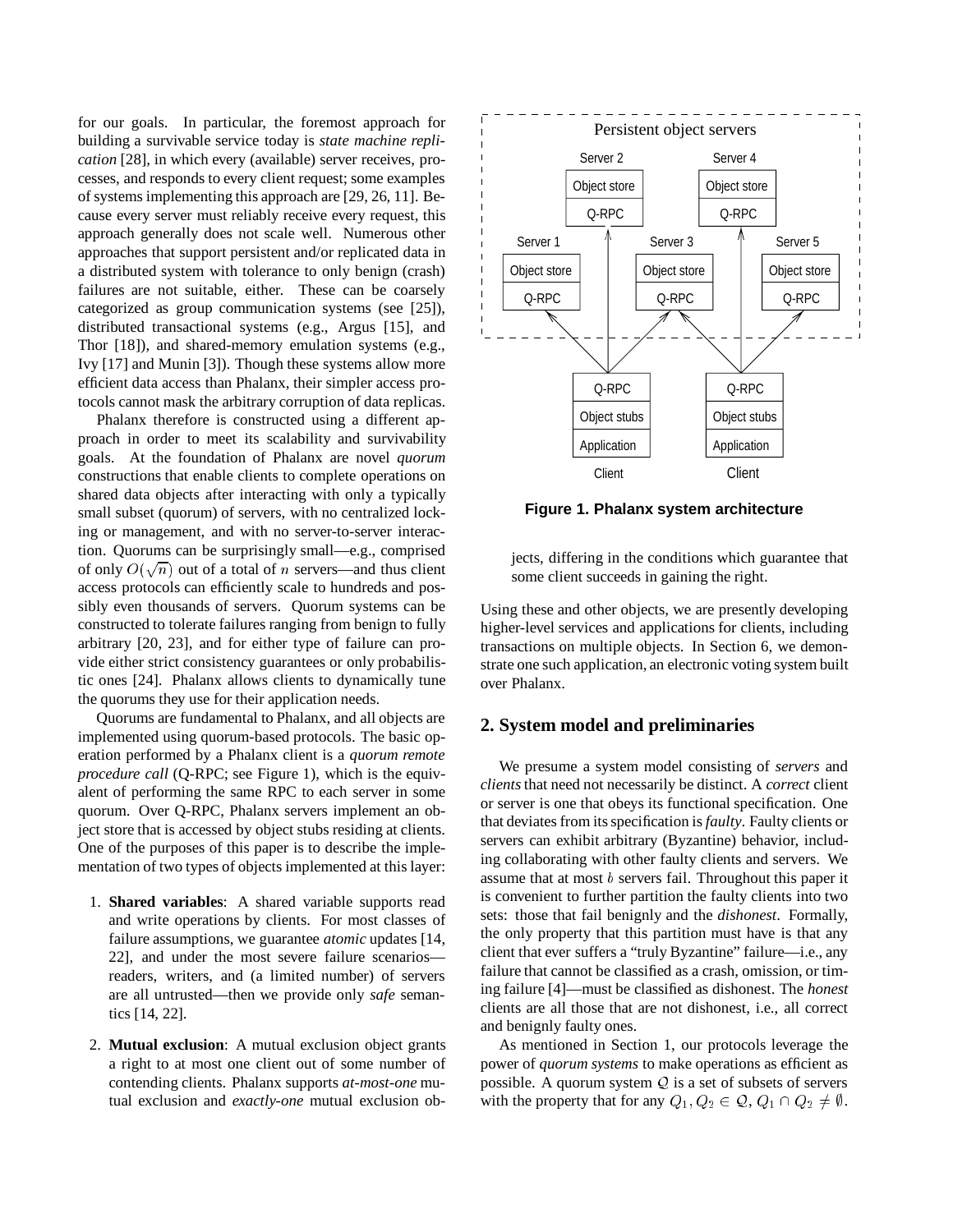for our goals. In particular, the foremost approach for building a survivable service today is *state machine replication* [28], in which every (available) server receives, processes, and responds to every client request; some examples of systems implementing this approach are [29, 26, 11]. Because every server must reliably receive every request, this approach generally does not scale well. Numerous other approaches that support persistent and/or replicated data in a distributed system with tolerance to only benign (crash) failures are not suitable, either. These can be coarsely categorized as group communication systems (see [25]), distributed transactional systems (e.g., Argus [15], and Thor [18]), and shared-memory emulation systems (e.g., Ivy [17] and Munin [3]). Though these systems allow more efficient data access than Phalanx, their simpler access protocols cannot mask the arbitrary corruption of data replicas.

Phalanx therefore is constructed using a different approach in order to meet its scalability and survivability goals. At the foundation of Phalanx are novel *quorum* constructions that enable clients to complete operations on shared data objects after interacting with only a typically small subset (quorum) of servers, with no centralized locking or management, and with no server-to-server interaction. Quorums can be surprisingly small—e.g., comprised of only $O(\sqrt{n})$ out of a total of $n$ servers—and thus client access protocols can efficiently scale to hundreds and possibly even thousands of servers. Quorum systems can be constructed to tolerate failures ranging from benign to fully arbitrary [20, 23], and for either type of failure can provide either strict consistency guarantees or only probabilistic ones [24]. Phalanx allows clients to dynamically tune the quorums they use for their application needs.

Quorums are fundamental to Phalanx, and all objects are implemented using quorum-based protocols. The basic operation performed by a Phalanx client is a *quorum remote procedure call* (Q-RPC; see Figure 1), which is the equivalent of performing the same RPC to each server in some quorum. Over Q-RPC, Phalanx servers implement an object store that is accessed by object stubs residing at clients. One of the purposes of this paper is to describe the implementation of two types of objects implemented at this layer:

1. **Shared variables**: A shared variable supports read and write operations by clients. For most classes of failure assumptions, we guarantee *atomic* updates [14, 22], and under the most severe failure scenarios—readers, writers, and (a limited number) of servers are all untrusted—then we provide only *safe* semantics [14, 22].

2. **Mutual exclusion**: A mutual exclusion object grants a right to at most one client out of some number of contending clients. Phalanx supports *at-most-one* mutual exclusion and *exactly-one* mutual exclusion objects, differing in the conditions which guarantee that some client succeeds in gaining the right.

**Figure 1. Phalanx system architecture**

Using these and other objects, we are presently developing higher-level services and applications for clients, including transactions on multiple objects. In Section 6, we demonstrate one such application, an electronic voting system built over Phalanx.

## 2. System model and preliminaries

We presume a system model consisting of *servers* and *clients* that need not necessarily be distinct. A *correct* client or server is one that obeys its functional specification. One that deviates from its specification is *faulty*. Faulty clients or servers can exhibit arbitrary (Byzantine) behavior, including collaborating with other faulty clients and servers. We assume that at most $b$ servers fail. Throughout this paper it is convenient to further partition the faulty clients into two sets: those that fail benignly and the *dishonest*. Formally, the only property that this partition must have is that any client that ever suffers a "truly Byzantine" failure—i.e., any failure that cannot be classified as a crash, omission, or timing failure [4]—must be classified as dishonest. The *honest* clients are all those that are not dishonest, i.e., all correct and benignly faulty ones.

As mentioned in Section 1, our protocols leverage the power of *quorum systems* to make operations as efficient as possible. A quorum system $\mathcal{Q}$ is a set of subsets of servers with the property that for any $Q_1, Q_2 \in \mathcal{Q}$, $Q_1 \cap Q_2 \neq \emptyset$.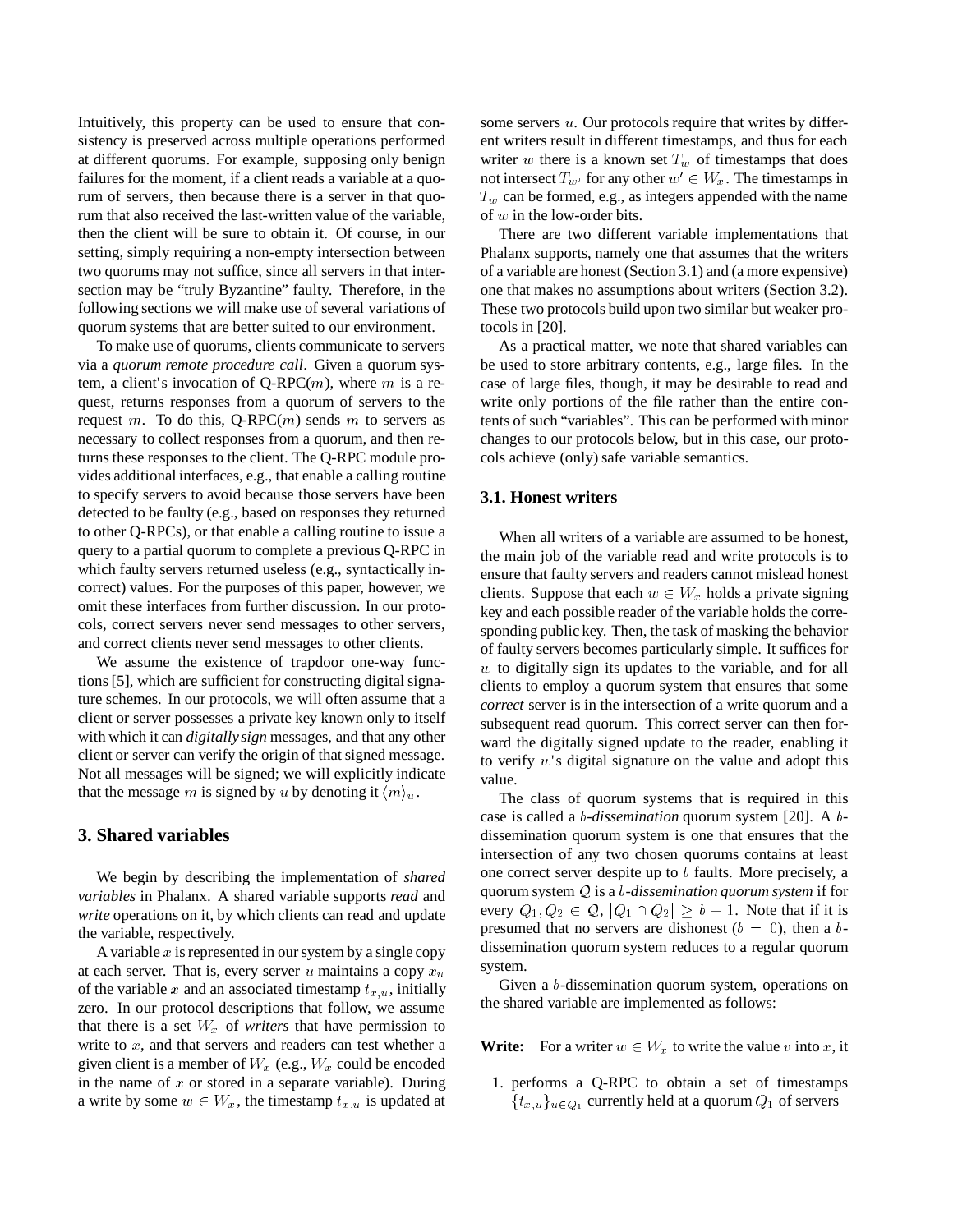Intuitively, this property can be used to ensure that consistency is preserved across multiple operations performed at different quorums. For example, supposing only benign failures for the moment, if a client reads a variable at a quorum of servers, then because there is a server in that quorum that also received the last-written value of the variable, then the client will be sure to obtain it. Of course, in our setting, simply requiring a non-empty intersection between two quorums may not suffice, since all servers in that intersection may be "truly Byzantine" faulty. Therefore, in the following sections we will make use of several variations of quorum systems that are better suited to our environment.

To make use of quorums, clients communicate to servers via a *quorum remote procedure call*. Given a quorum system, a client's invocation of Q-RPC($m$), where $m$ is a request, returns responses from a quorum of servers to the request $m$. To do this, Q-RPC($m$) sends $m$ to servers as necessary to collect responses from a quorum, and then returns these responses to the client. The Q-RPC module provides additional interfaces, e.g., that enable a calling routine to specify servers to avoid because those servers have been detected to be faulty (e.g., based on responses they returned to other Q-RPCs), or that enable a calling routine to issue a query to a partial quorum to complete a previous Q-RPC in which faulty servers returned useless (e.g., syntactically incorrect) values. For the purposes of this paper, however, we omit these interfaces from further discussion. In our protocols, correct servers never send messages to other servers, and correct clients never send messages to other clients.

We assume the existence of trapdoor one-way functions [5], which are sufficient for constructing digital signature schemes. In our protocols, we will often assume that a client or server possesses a private key known only to itself with which it can *digitally sign* messages, and that any other client or server can verify the origin of that signed message. Not all messages will be signed; we will explicitly indicate that the message $m$ is signed by $u$ by denoting it $\langle m \rangle_u$.

## 3. Shared variables

We begin by describing the implementation of *shared variables* in Phalanx. A shared variable supports *read* and *write* operations on it, by which clients can read and update the variable, respectively.

A variable $x$ is represented in our system by a single copy at each server. That is, every server $u$ maintains a copy $x_u$ of the variable $x$ and an associated timestamp $t_{x,u}$, initially zero. In our protocol descriptions that follow, we assume that there is a set $W_x$ of *writers* that have permission to write to $x$, and that servers and readers can test whether a given client is a member of $W_x$ (e.g., $W_x$ could be encoded in the name of $x$ or stored in a separate variable). During a write by some $w \in W_x$, the timestamp $t_{x,u}$ is updated at some servers $u$. Our protocols require that writes by different writers result in different timestamps, and thus for each writer $w$ there is a known set $T_w$ of timestamps that does not intersect $T_{w'}$ for any other $w' \in W_x$. The timestamps in $T_w$ can be formed, e.g., as integers appended with the name of $w$ in the low-order bits.

There are two different variable implementations that Phalanx supports, namely one that assumes that the writers of a variable are honest (Section 3.1) and (a more expensive) one that makes no assumptions about writers (Section 3.2). These two protocols build upon two similar but weaker protocols in [20].

As a practical matter, we note that shared variables can be used to store arbitrary contents, e.g., large files. In the case of large files, though, it may be desirable to read and write only portions of the file rather than the entire contents of such "variables". This can be performed with minor changes to our protocols below, but in this case, our protocols achieve (only) safe variable semantics.

### 3.1. Honest writers

When all writers of a variable are assumed to be honest, the main job of the variable read and write protocols is to ensure that faulty servers and readers cannot mislead honest clients. Suppose that each $w \in W_x$ holds a private signing key and each possible reader of the variable holds the corresponding public key. Then, the task of masking the behavior of faulty servers becomes particularly simple. It suffices for $w$ to digitally sign its updates to the variable, and for all clients to employ a quorum system that ensures that some *correct* server is in the intersection of a write quorum and a subsequent read quorum. This correct server can then forward the digitally signed update to the reader, enabling it to verify $w$'s digital signature on the value and adopt this value.

The class of quorum systems that is required in this case is called a $b$-*dissemination* quorum system [20]. A $b$-dissemination quorum system is one that ensures that the intersection of any two chosen quorums contains at least one correct server despite up to $b$ faults. More precisely, a quorum system $\mathcal{Q}$ is a $b$-*dissemination quorum system* if for every $Q_1, Q_2 \in \mathcal{Q}$, $|Q_1 \cap Q_2| \geq b + 1$. Note that if it is presumed that no servers are dishonest ($b = 0$), then a $b$-dissemination quorum system reduces to a regular quorum system.

Given a $b$-dissemination quorum system, operations on the shared variable are implemented as follows:

**Write:** For a writer $w \in W_x$ to write the value $v$ into $x$, it

1. performs a Q-RPC to obtain a set of timestamps $\{t_{x,u}\}_{u \in Q_1}$ currently held at a quorum $Q_1$ of servers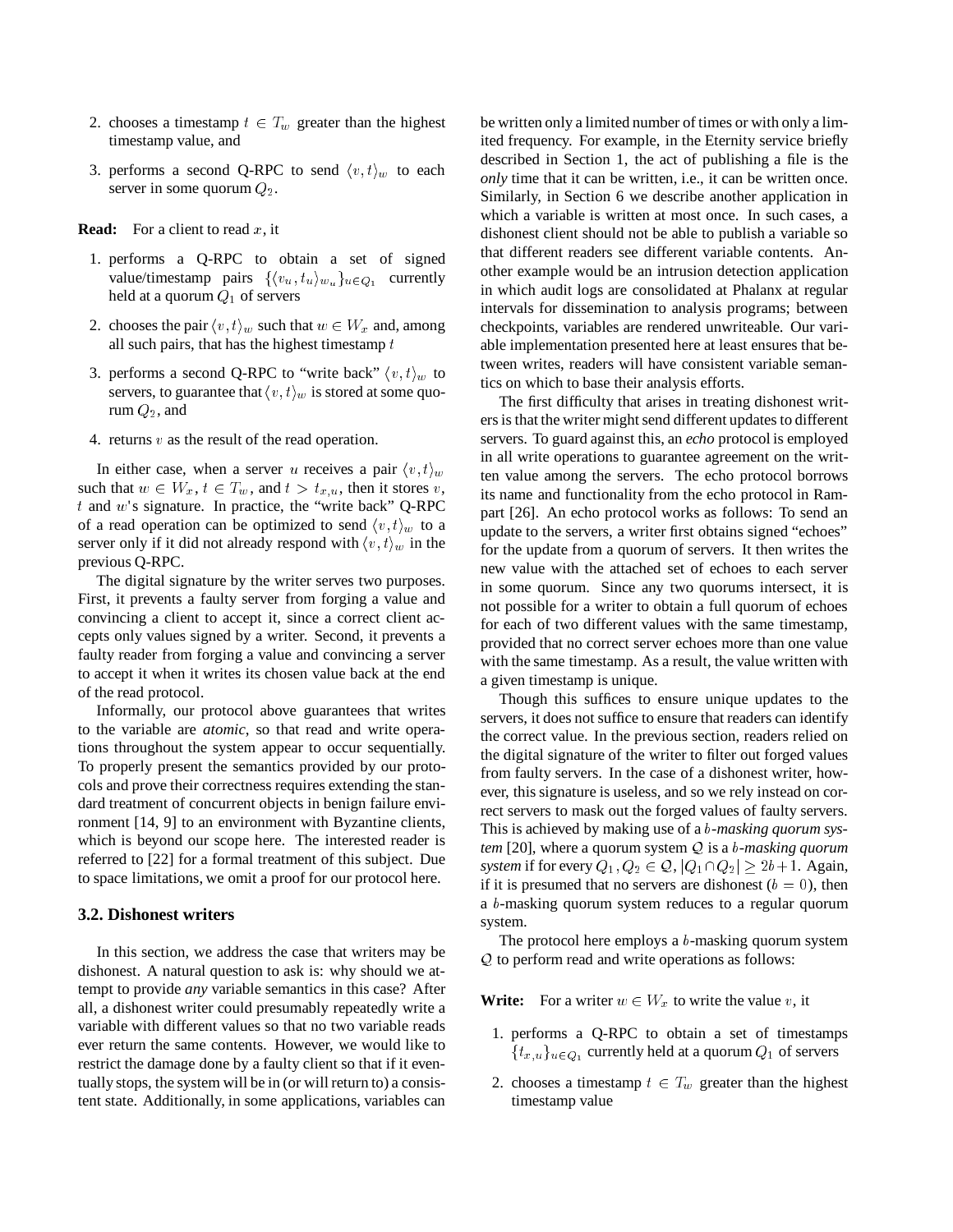2. chooses a timestamp $t \in T_w$ greater than the highest timestamp value, and
3. performs a second Q-RPC to send $\langle v, t \rangle_w$ to each server in some quorum $Q_2$.

**Read:** For a client to read $x$, it

1. performs a Q-RPC to obtain a set of signed value/timestamp pairs $\{\langle v_u, t_u \rangle_{w_u}\}_{u \in Q_1}$ currently held at a quorum $Q_1$ of servers
2. chooses the pair $\langle v, t \rangle_w$ such that $w \in W_x$ and, among all such pairs, that has the highest timestamp $t$
3. performs a second Q-RPC to "write back" $\langle v, t \rangle_w$ to servers, to guarantee that $\langle v, t \rangle_w$ is stored at some quorum $Q_2$, and
4. returns $v$ as the result of the read operation.

In either case, when a server $u$ receives a pair $\langle v, t \rangle_w$ such that $w \in W_x$, $t \in T_w$, and $t > t_{x,u}$, then it stores $v$, $t$ and $w$'s signature. In practice, the "write back" Q-RPC of a read operation can be optimized to send $\langle v, t \rangle_w$ to a server only if it did not already respond with $\langle v, t \rangle_w$ in the previous Q-RPC.

The digital signature by the writer serves two purposes. First, it prevents a faulty server from forging a value and convincing a client to accept it, since a correct client accepts only values signed by a writer. Second, it prevents a faulty reader from forging a value and convincing a server to accept it when it writes its chosen value back at the end of the read protocol.

Informally, our protocol above guarantees that writes to the variable are *atomic*, so that read and write operations throughout the system appear to occur sequentially. To properly present the semantics provided by our protocols and prove their correctness requires extending the standard treatment of concurrent objects in benign failure environment [14, 9] to an environment with Byzantine clients, which is beyond our scope here. The interested reader is referred to [22] for a formal treatment of this subject. Due to space limitations, we omit a proof for our protocol here.

### 3.2. Dishonest writers

In this section, we address the case that writers may be dishonest. A natural question to ask is: why should we attempt to provide *any* variable semantics in this case? After all, a dishonest writer could presumably repeatedly write a variable with different values so that no two variable reads ever return the same contents. However, we would like to restrict the damage done by a faulty client so that if it eventually stops, the system will be in (or will return to) a consistent state. Additionally, in some applications, variables can be written only a limited number of times or with only a limited frequency. For example, in the Eternity service briefly described in Section 1, the act of publishing a file is the *only* time that it can be written, i.e., it can be written once. Similarly, in Section 6 we describe another application in which a variable is written at most once. In such cases, a dishonest client should not be able to publish a variable so that different readers see different variable contents. Another example would be an intrusion detection application in which audit logs are consolidated at Phalanx at regular intervals for dissemination to analysis programs; between checkpoints, variables are rendered unwriteable. Our variable implementation presented here at least ensures that between writes, readers will have consistent variable semantics on which to base their analysis efforts.

The first difficulty that arises in treating dishonest writers is that the writer might send different updates to different servers. To guard against this, an *echo* protocol is employed in all write operations to guarantee agreement on the written value among the servers. The echo protocol borrows its name and functionality from the echo protocol in Rampart [26]. An echo protocol works as follows: To send an update to the servers, a writer first obtains signed "echoes" for the update from a quorum of servers. It then writes the new value with the attached set of echoes to each server in some quorum. Since any two quorums intersect, it is not possible for a writer to obtain a full quorum of echoes for each of two different values with the same timestamp, provided that no correct server echoes more than one value with the same timestamp. As a result, the value written with a given timestamp is unique.

Though this suffices to ensure unique updates to the servers, it does not suffice to ensure that readers can identify the correct value. In the previous section, readers relied on the digital signature of the writer to filter out forged values from faulty servers. In the case of a dishonest writer, however, this signature is useless, and so we rely instead on correct servers to mask out the forged values of faulty servers. This is achieved by making use of a *b-masking quorum system* [20], where a quorum system $\mathcal{Q}$ is a *b-masking quorum system* if for every $Q_1, Q_2 \in \mathcal{Q}$, $|Q_1 \cap Q_2| \geq 2b+1$. Again, if it is presumed that no servers are dishonest ($b = 0$), then a $b$-masking quorum system reduces to a regular quorum system.

The protocol here employs a $b$-masking quorum system $\mathcal{Q}$ to perform read and write operations as follows:

**Write:** For a writer $w \in W_x$ to write the value $v$, it

1. performs a Q-RPC to obtain a set of timestamps $\{t_{x,u}\}_{u \in Q_1}$ currently held at a quorum $Q_1$ of servers
2. chooses a timestamp $t \in T_w$ greater than the highest timestamp value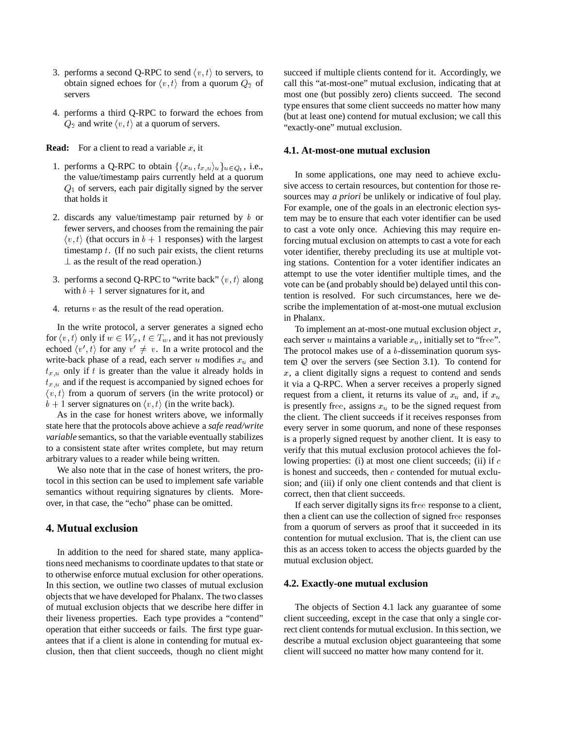3. performs a second Q-RPC to send $\langle v, t \rangle$ to servers, to obtain signed echoes for $\langle v, t \rangle$ from a quorum $Q_2$ of servers

4. performs a third Q-RPC to forward the echoes from $Q_2$ and write $\langle v, t \rangle$ at a quorum of servers.

**Read:** For a client to read a variable $x$, it

1. performs a Q-RPC to obtain $\{\langle x_u, t_{x,u} \rangle_u\}_{u \in Q_1}$, i.e., the value/timestamp pairs currently held at a quorum $Q_1$ of servers, each pair digitally signed by the server that holds it

2. discards any value/timestamp pair returned by $b$ or fewer servers, and chooses from the remaining the pair $\langle v, t \rangle$ (that occurs in $b + 1$ responses) with the largest timestamp $t$. (If no such pair exists, the client returns $\perp$ as the result of the read operation.)

3. performs a second Q-RPC to "write back" $\langle v, t \rangle$ along with $b + 1$ server signatures for it, and

4. returns $v$ as the result of the read operation.

In the write protocol, a server generates a signed echo for $\langle v, t \rangle$ only if $w \in W_x$, $t \in T_w$, and it has not previously echoed $\langle v', t \rangle$ for any $v' \neq v$. In a write protocol and the write-back phase of a read, each server $u$ modifies $x_u$ and $t_{x,u}$ only if $t$ is greater than the value it already holds in $t_{x,u}$ and if the request is accompanied by signed echoes for $\langle v, t \rangle$ from a quorum of servers (in the write protocol) or $b + 1$ server signatures on $\langle v, t \rangle$ (in the write back).

As in the case for honest writers above, we informally state here that the protocols above achieve a *safe read/write variable* semantics, so that the variable eventually stabilizes to a consistent state after writes complete, but may return arbitrary values to a reader while being written.

We also note that in the case of honest writers, the protocol in this section can be used to implement safe variable semantics without requiring signatures by clients. Moreover, in that case, the "echo" phase can be omitted.

## 4. Mutual exclusion

In addition to the need for shared state, many applications need mechanisms to coordinate updates to that state or to otherwise enforce mutual exclusion for other operations. In this section, we outline two classes of mutual exclusion objects that we have developed for Phalanx. The two classes of mutual exclusion objects that we describe here differ in their liveness properties. Each type provides a "contend" operation that either succeeds or fails. The first type guarantees that if a client is alone in contending for mutual exclusion, then that client succeeds, though no client might succeed if multiple clients contend for it. Accordingly, we call this "at-most-one" mutual exclusion, indicating that at most one (but possibly zero) clients succeed. The second type ensures that some client succeeds no matter how many (but at least one) contend for mutual exclusion; we call this "exactly-one" mutual exclusion.

### 4.1. At-most-one mutual exclusion

In some applications, one may need to achieve exclusive access to certain resources, but contention for those resources may *a priori* be unlikely or indicative of foul play. For example, one of the goals in an electronic election system may be to ensure that each voter identifier can be used to cast a vote only once. Achieving this may require enforcing mutual exclusion on attempts to cast a vote for each voter identifier, thereby precluding its use at multiple voting stations. Contention for a voter identifier indicates an attempt to use the voter identifier multiple times, and the vote can be (and probably should be) delayed until this contention is resolved. For such circumstances, here we describe the implementation of at-most-one mutual exclusion in Phalanx.

To implement an at-most-one mutual exclusion object $x$, each server $u$ maintains a variable $x_u$, initially set to "free". The protocol makes use of a $b$-dissemination quorum system $\mathcal{Q}$ over the servers (see Section 3.1). To contend for $x$, a client digitally signs a request to contend and sends it via a Q-RPC. When a server receives a properly signed request from a client, it returns its value of $x_u$ and, if $x_u$ is presently free, assigns $x_u$ to be the signed request from the client. The client succeeds if it receives responses from every server in some quorum, and none of these responses is a properly signed request by another client. It is easy to verify that this mutual exclusion protocol achieves the following properties: (i) at most one client succeeds; (ii) if $c$ is honest and succeeds, then $c$ contended for mutual exclusion; and (iii) if only one client contends and that client is correct, then that client succeeds.

If each server digitally signs its free response to a client, then a client can use the collection of signed free responses from a quorum of servers as proof that it succeeded in its contention for mutual exclusion. That is, the client can use this as an access token to access the objects guarded by the mutual exclusion object.

### 4.2. Exactly-one mutual exclusion

The objects of Section 4.1 lack any guarantee of some client succeeding, except in the case that only a single correct client contends for mutual exclusion. In this section, we describe a mutual exclusion object guaranteeing that some client will succeed no matter how many contend for it.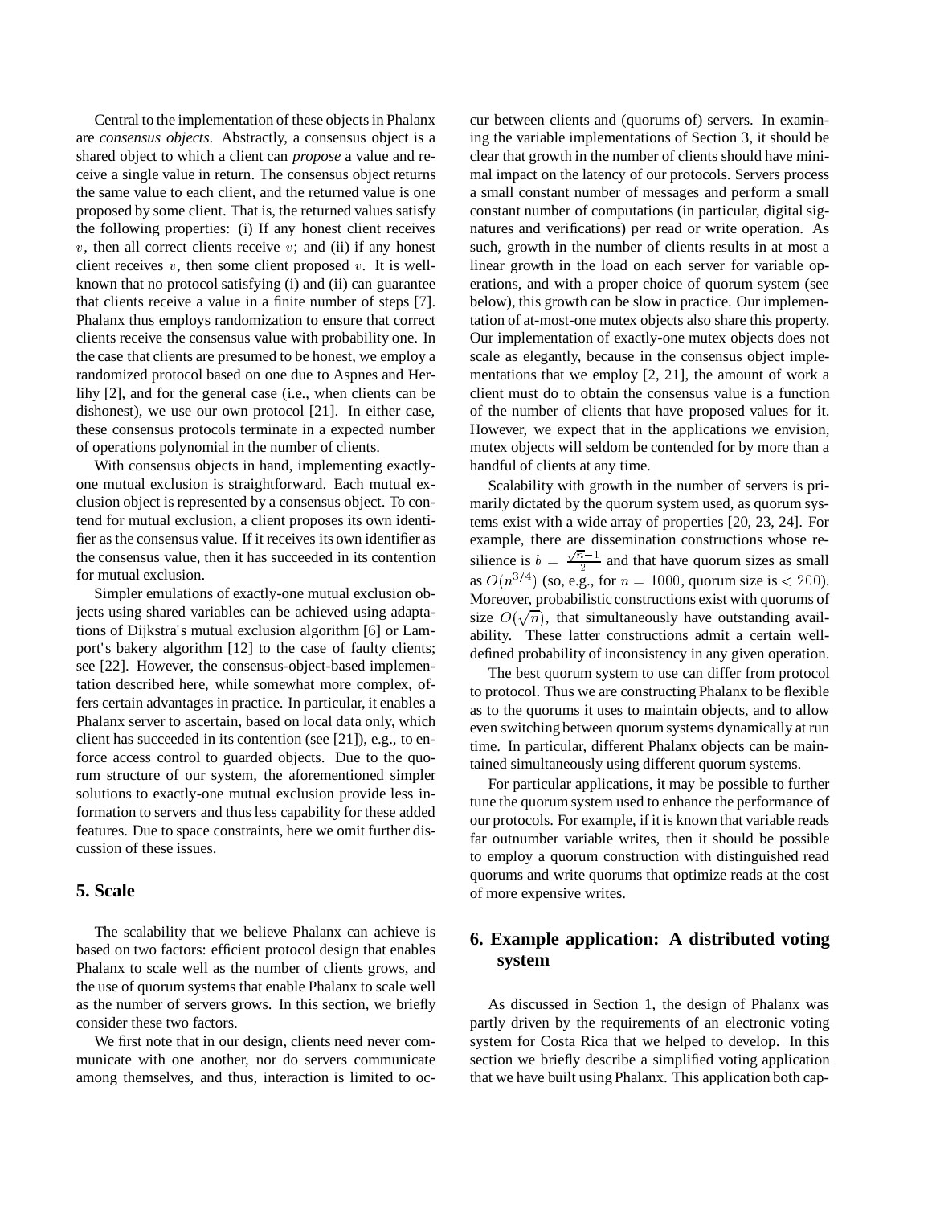Central to the implementation of these objects in Phalanx are *consensus objects*. Abstractly, a consensus object is a shared object to which a client can *propose* a value and receive a single value in return. The consensus object returns the same value to each client, and the returned value is one proposed by some client. That is, the returned values satisfy the following properties: (i) If any honest client receives $v$, then all correct clients receive $v$; and (ii) if any honest client receives $v$, then some client proposed $v$. It is well-known that no protocol satisfying (i) and (ii) can guarantee that clients receive a value in a finite number of steps [7]. Phalanx thus employs randomization to ensure that correct clients receive the consensus value with probability one. In the case that clients are presumed to be honest, we employ a randomized protocol based on one due to Aspnes and Herlihy [2], and for the general case (i.e., when clients can be dishonest), we use our own protocol [21]. In either case, these consensus protocols terminate in a expected number of operations polynomial in the number of clients.

With consensus objects in hand, implementing exactly-one mutual exclusion is straightforward. Each mutual exclusion object is represented by a consensus object. To contend for mutual exclusion, a client proposes its own identifier as the consensus value. If it receives its own identifier as the consensus value, then it has succeeded in its contention for mutual exclusion.

Simpler emulations of exactly-one mutual exclusion objects using shared variables can be achieved using adaptations of Dijkstra's mutual exclusion algorithm [6] or Lamport's bakery algorithm [12] to the case of faulty clients; see [22]. However, the consensus-object-based implementation described here, while somewhat more complex, offers certain advantages in practice. In particular, it enables a Phalanx server to ascertain, based on local data only, which client has succeeded in its contention (see [21]), e.g., to enforce access control to guarded objects. Due to the quorum structure of our system, the aforementioned simpler solutions to exactly-one mutual exclusion provide less information to servers and thus less capability for these added features. Due to space constraints, here we omit further discussion of these issues.

## 5. Scale

The scalability that we believe Phalanx can achieve is based on two factors: efficient protocol design that enables Phalanx to scale well as the number of clients grows, and the use of quorum systems that enable Phalanx to scale well as the number of servers grows. In this section, we briefly consider these two factors.

We first note that in our design, clients need never communicate with one another, nor do servers communicate among themselves, and thus, interaction is limited to occur between clients and (quorums of) servers. In examining the variable implementations of Section 3, it should be clear that growth in the number of clients should have minimal impact on the latency of our protocols. Servers process a small constant number of messages and perform a small constant number of computations (in particular, digital signatures and verifications) per read or write operation. As such, growth in the number of clients results in at most a linear growth in the load on each server for variable operations, and with a proper choice of quorum system (see below), this growth can be slow in practice. Our implementation of at-most-one mutex objects also share this property. Our implementation of exactly-one mutex objects does not scale as elegantly, because in the consensus object implementations that we employ [2, 21], the amount of work a client must do to obtain the consensus value is a function of the number of clients that have proposed values for it. However, we expect that in the applications we envision, mutex objects will seldom be contended for by more than a handful of clients at any time.

Scalability with growth in the number of servers is primarily dictated by the quorum system used, as quorum systems exist with a wide array of properties [20, 23, 24]. For example, there are dissemination constructions whose resilience is $b = \frac{\sqrt{n}-1}{2}$ and that have quorum sizes as small as $O(n^{3/4})$ (so, e.g., for $n = 1000$, quorum size is $< 200$). Moreover, probabilistic constructions exist with quorums of size $O(\sqrt{n})$, that simultaneously have outstanding availability. These latter constructions admit a certain well-defined probability of inconsistency in any given operation.

The best quorum system to use can differ from protocol to protocol. Thus we are constructing Phalanx to be flexible as to the quorums it uses to maintain objects, and to allow even switching between quorum systems dynamically at run time. In particular, different Phalanx objects can be maintained simultaneously using different quorum systems.

For particular applications, it may be possible to further tune the quorum system used to enhance the performance of our protocols. For example, if it is known that variable reads far outnumber variable writes, then it should be possible to employ a quorum construction with distinguished read quorums and write quorums that optimize reads at the cost of more expensive writes.

## 6. Example application: A distributed voting system

As discussed in Section 1, the design of Phalanx was partly driven by the requirements of an electronic voting system for Costa Rica that we helped to develop. In this section we briefly describe a simplified voting application that we have built using Phalanx. This application both cap-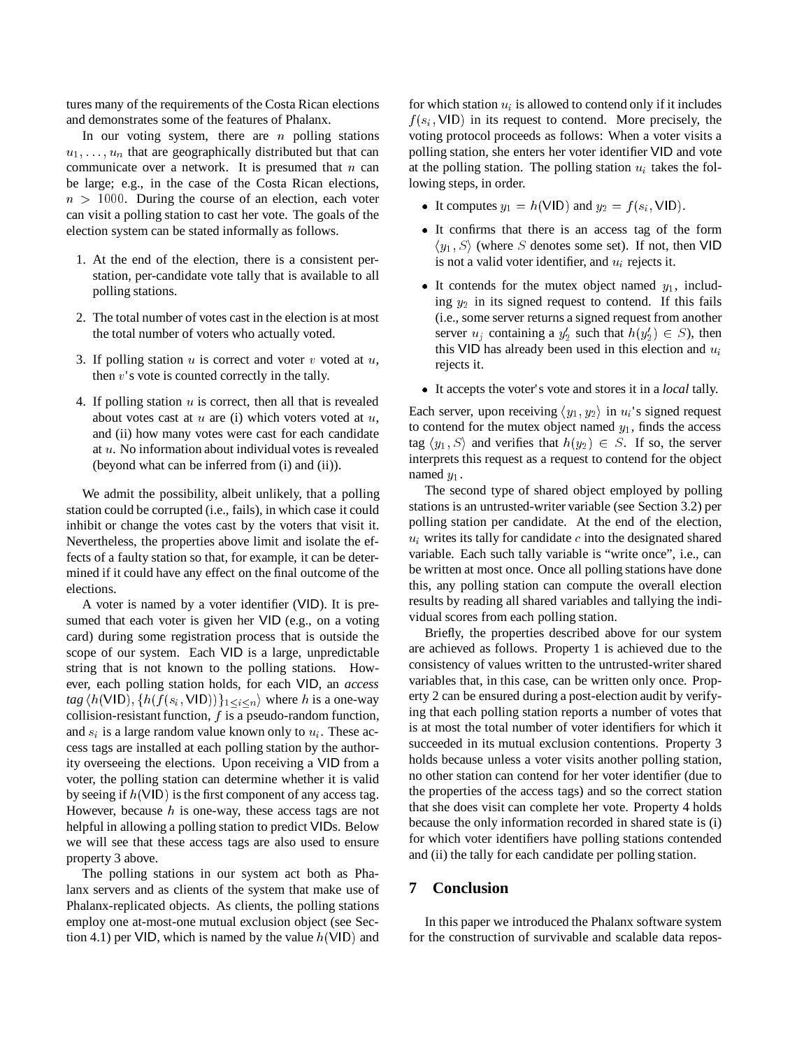tures many of the requirements of the Costa Rican elections and demonstrates some of the features of Phalanx.

In our voting system, there are $n$ polling stations $u_1, \ldots, u_n$ that are geographically distributed but that can communicate over a network. It is presumed that $n$ can be large; e.g., in the case of the Costa Rican elections, $n > 1000$. During the course of an election, each voter can visit a polling station to cast her vote. The goals of the election system can be stated informally as follows.

1. At the end of the election, there is a consistent per-station, per-candidate vote tally that is available to all polling stations.
2. The total number of votes cast in the election is at most the total number of voters who actually voted.
3. If polling station $u$ is correct and voter $v$ voted at $u$, then $v$'s vote is counted correctly in the tally.
4. If polling station $u$ is correct, then all that is revealed about votes cast at $u$ are (i) which voters voted at $u$, and (ii) how many votes were cast for each candidate at $u$. No information about individual votes is revealed (beyond what can be inferred from (i) and (ii)).

We admit the possibility, albeit unlikely, that a polling station could be corrupted (i.e., fails), in which case it could inhibit or change the votes cast by the voters that visit it. Nevertheless, the properties above limit and isolate the effects of a faulty station so that, for example, it can be determined if it could have any effect on the final outcome of the elections.

A voter is named by a voter identifier (VID). It is presumed that each voter is given her VID (e.g., on a voting card) during some registration process that is outside the scope of our system. Each VID is a large, unpredictable string that is not known to the polling stations. However, each polling station holds, for each VID, an *access tag* $\langle h(\mathsf{VID}), \{h(f(s_i, \mathsf{VID}))\}_{1 \le i \le n}\rangle$ where $h$ is a one-way collision-resistant function, $f$ is a pseudo-random function, and $s_i$ is a large random value known only to $u_i$. These access tags are installed at each polling station by the authority overseeing the elections. Upon receiving a VID from a voter, the polling station can determine whether it is valid by seeing if $h(\mathsf{VID})$ is the first component of any access tag. However, because $h$ is one-way, these access tags are not helpful in allowing a polling station to predict VIDs. Below we will see that these access tags are also used to ensure property 3 above.

The polling stations in our system act both as Phalanx servers and as clients of the system that make use of Phalanx-replicated objects. As clients, the polling stations employ one at-most-one mutual exclusion object (see Section 4.1) per VID, which is named by the value $h(\mathsf{VID})$ and for which station $u_i$ is allowed to contend only if it includes $f(s_i, \mathsf{VID})$ in its request to contend. More precisely, the voting protocol proceeds as follows: When a voter visits a polling station, she enters her voter identifier VID and vote at the polling station. The polling station $u_i$ takes the following steps, in order.

- It computes $y_1 = h(\mathsf{VID})$ and $y_2 = f(s_i, \mathsf{VID})$.
- It confirms that there is an access tag of the form $\langle y_1, S\rangle$ (where $S$ denotes some set). If not, then VID is not a valid voter identifier, and $u_i$ rejects it.
- It contends for the mutex object named $y_1$, including $y_2$ in its signed request to contend. If this fails (i.e., some server returns a signed request from another server $u_j$ containing a $y_2'$ such that $h(y_2') \in S$), then this VID has already been used in this election and $u_i$ rejects it.
- It accepts the voter's vote and stores it in a *local* tally.

Each server, upon receiving $\langle y_1, y_2\rangle$ in $u_i$'s signed request to contend for the mutex object named $y_1$, finds the access tag $\langle y_1, S\rangle$ and verifies that $h(y_2) \in S$. If so, the server interprets this request as a request to contend for the object named $y_1$.

The second type of shared object employed by polling stations is an untrusted-writer variable (see Section 3.2) per polling station per candidate. At the end of the election, $u_i$ writes its tally for candidate $c$ into the designated shared variable. Each such tally variable is "write once", i.e., can be written at most once. Once all polling stations have done this, any polling station can compute the overall election results by reading all shared variables and tallying the individual scores from each polling station.

Briefly, the properties described above for our system are achieved as follows. Property 1 is achieved due to the consistency of values written to the untrusted-writer shared variables that, in this case, can be written only once. Property 2 can be ensured during a post-election audit by verifying that each polling station reports a number of votes that is at most the total number of voter identifiers for which it succeeded in its mutual exclusion contentions. Property 3 holds because unless a voter visits another polling station, no other station can contend for her voter identifier (due to the properties of the access tags) and so the correct station that she does visit can complete her vote. Property 4 holds because the only information recorded in shared state is (i) for which voter identifiers have polling stations contended and (ii) the tally for each candidate per polling station.

## 7 Conclusion

In this paper we introduced the Phalanx software system for the construction of survivable and scalable data repos-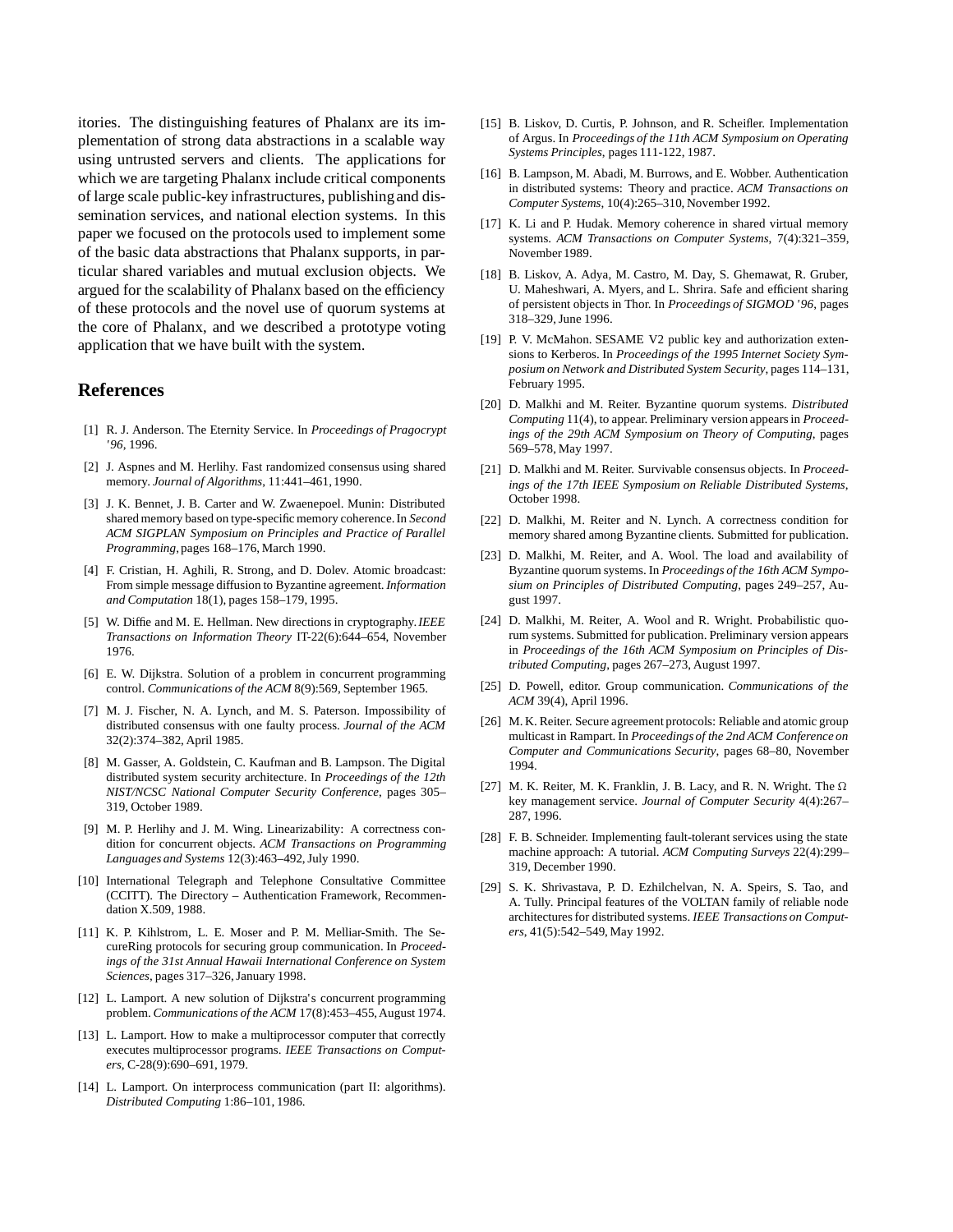itories. The distinguishing features of Phalanx are its implementation of strong data abstractions in a scalable way using untrusted servers and clients. The applications for which we are targeting Phalanx include critical components of large scale public-key infrastructures, publishing and dissemination services, and national election systems. In this paper we focused on the protocols used to implement some of the basic data abstractions that Phalanx supports, in particular shared variables and mutual exclusion objects. We argued for the scalability of Phalanx based on the efficiency of these protocols and the novel use of quorum systems at the core of Phalanx, and we described a prototype voting application that we have built with the system.

## References

[1] R. J. Anderson. The Eternity Service. In *Proceedings of Pragocrypt '96*, 1996.

[2] J. Aspnes and M. Herlihy. Fast randomized consensus using shared memory. *Journal of Algorithms*, 11:441–461, 1990.

[3] J. K. Bennet, J. B. Carter and W. Zwaenepoel. Munin: Distributed shared memory based on type-specific memory coherence. In *Second ACM SIGPLAN Symposium on Principles and Practice of Parallel Programming*, pages 168–176, March 1990.

[4] F. Cristian, H. Aghili, R. Strong, and D. Dolev. Atomic broadcast: From simple message diffusion to Byzantine agreement. *Information and Computation* 18(1), pages 158–179, 1995.

[5] W. Diffie and M. E. Hellman. New directions in cryptography. *IEEE Transactions on Information Theory* IT-22(6):644–654, November 1976.

[6] E. W. Dijkstra. Solution of a problem in concurrent programming control. *Communications of the ACM* 8(9):569, September 1965.

[7] M. J. Fischer, N. A. Lynch, and M. S. Paterson. Impossibility of distributed consensus with one faulty process. *Journal of the ACM* 32(2):374–382, April 1985.

[8] M. Gasser, A. Goldstein, C. Kaufman and B. Lampson. The Digital distributed system security architecture. In *Proceedings of the 12th NIST/NCSC National Computer Security Conference*, pages 305–319, October 1989.

[9] M. P. Herlihy and J. M. Wing. Linearizability: A correctness condition for concurrent objects. *ACM Transactions on Programming Languages and Systems* 12(3):463–492, July 1990.

[10] International Telegraph and Telephone Consultative Committee (CCITT). The Directory – Authentication Framework, Recommendation X.509, 1988.

[11] K. P. Kihlstrom, L. E. Moser and P. M. Melliar-Smith. The SecureRing protocols for securing group communication. In *Proceedings of the 31st Annual Hawaii International Conference on System Sciences*, pages 317–326, January 1998.

[12] L. Lamport. A new solution of Dijkstra's concurrent programming problem. *Communications of the ACM* 17(8):453–455, August 1974.

[13] L. Lamport. How to make a multiprocessor computer that correctly executes multiprocessor programs. *IEEE Transactions on Computers*, C-28(9):690–691, 1979.

[14] L. Lamport. On interprocess communication (part II: algorithms). *Distributed Computing* 1:86–101, 1986.

[15] B. Liskov, D. Curtis, P. Johnson, and R. Scheifler. Implementation of Argus. In *Proceedings of the 11th ACM Symposium on Operating Systems Principles*, pages 111-122, 1987.

[16] B. Lampson, M. Abadi, M. Burrows, and E. Wobber. Authentication in distributed systems: Theory and practice. *ACM Transactions on Computer Systems*, 10(4):265–310, November 1992.

[17] K. Li and P. Hudak. Memory coherence in shared virtual memory systems. *ACM Transactions on Computer Systems*, 7(4):321–359, November 1989.

[18] B. Liskov, A. Adya, M. Castro, M. Day, S. Ghemawat, R. Gruber, U. Maheshwari, A. Myers, and L. Shrira. Safe and efficient sharing of persistent objects in Thor. In *Proceedings of SIGMOD '96*, pages 318–329, June 1996.

[19] P. V. McMahon. SESAME V2 public key and authorization extensions to Kerberos. In *Proceedings of the 1995 Internet Society Symposium on Network and Distributed System Security*, pages 114–131, February 1995.

[20] D. Malkhi and M. Reiter. Byzantine quorum systems. *Distributed Computing* 11(4), to appear. Preliminary version appears in *Proceedings of the 29th ACM Symposium on Theory of Computing*, pages 569–578, May 1997.

[21] D. Malkhi and M. Reiter. Survivable consensus objects. In *Proceedings of the 17th IEEE Symposium on Reliable Distributed Systems*, October 1998.

[22] D. Malkhi, M. Reiter and N. Lynch. A correctness condition for memory shared among Byzantine clients. Submitted for publication.

[23] D. Malkhi, M. Reiter, and A. Wool. The load and availability of Byzantine quorum systems. In *Proceedings of the 16th ACM Symposium on Principles of Distributed Computing*, pages 249–257, August 1997.

[24] D. Malkhi, M. Reiter, A. Wool and R. Wright. Probabilistic quorum systems. Submitted for publication. Preliminary version appears in *Proceedings of the 16th ACM Symposium on Principles of Distributed Computing*, pages 267–273, August 1997.

[25] D. Powell, editor. Group communication. *Communications of the ACM* 39(4), April 1996.

[26] M. K. Reiter. Secure agreement protocols: Reliable and atomic group multicast in Rampart. In *Proceedings of the 2nd ACM Conference on Computer and Communications Security*, pages 68–80, November 1994.

[27] M. K. Reiter, M. K. Franklin, J. B. Lacy, and R. N. Wright. The $\Omega$ key management service. *Journal of Computer Security* 4(4):267–287, 1996.

[28] F. B. Schneider. Implementing fault-tolerant services using the state machine approach: A tutorial. *ACM Computing Surveys* 22(4):299–319, December 1990.

[29] S. K. Shrivastava, P. D. Ezhilchelvan, N. A. Speirs, S. Tao, and A. Tully. Principal features of the VOLTAN family of reliable node architectures for distributed systems. *IEEE Transactions on Computers*, 41(5):542–549, May 1992.